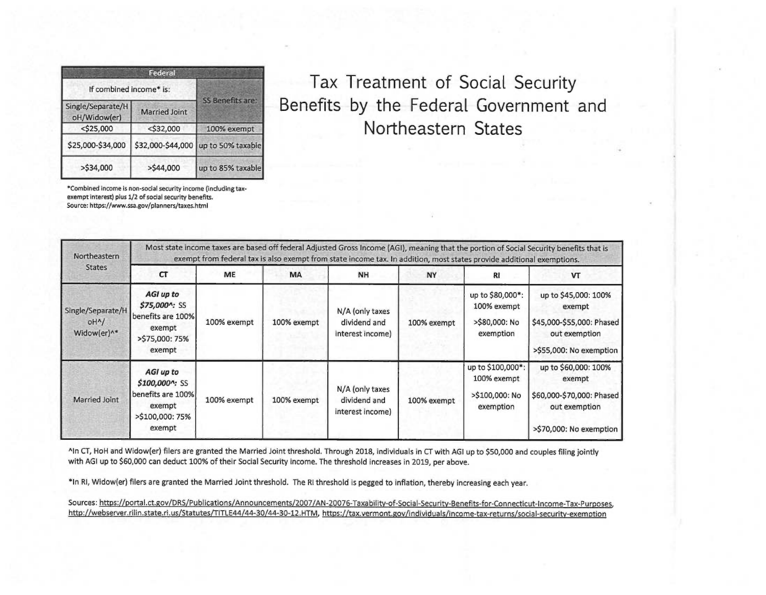# Tax Treatment of Social Security Benefits by the Federal Government and Northeastern States

| Federal | | |
|---|---|---|
| If combined income* is: | | SS Benefits are: |
| Single/Separate/HoH/Widow(er) | Married Joint | |
| <$25,000 | <$32,000 | 100% exempt |
| $25,000-$34,000 | $32,000-$44,000 | up to 50% taxable |
| >$34,000 | >$44,000 | up to 85% taxable |

*Combined income is non-social security income (including tax-exempt interest) plus 1/2 of social security benefits.
Source: https://www.ssa.gov/planners/taxes.html

| Northeastern States | Most state income taxes are based off federal Adjusted Gross Income (AGI), meaning that the portion of Social Security benefits that is exempt from federal tax is also exempt from state income tax. In addition, most states provide additional exemptions. | | | | | | |
|---|---|---|---|---|---|---|---|
| | CT | ME | MA | NH | NY | RI | VT |
| Single/Separate/HoH^/Widow(er)^* | ***AGI up to $75,000^:*** SS benefits are 100% exempt >$75,000: 75% exempt | 100% exempt | 100% exempt | N/A (only taxes dividend and interest income) | 100% exempt | up to $80,000*: 100% exempt >$80,000: No exemption | up to $45,000: 100% exempt $45,000-$55,000: Phased out exemption >$55,000: No exemption |
| Married Joint | ***AGI up to $100,000^:*** SS benefits are 100% exempt >$100,000: 75% exempt | 100% exempt | 100% exempt | N/A (only taxes dividend and interest income) | 100% exempt | up to $100,000*: 100% exempt >$100,000: No exemption | up to $60,000: 100% exempt $60,000-$70,000: Phased out exemption >$70,000: No exemption |

^In CT, HoH and Widow(er) filers are granted the Married Joint threshold. Through 2018, individuals in CT with AGI up to $50,000 and couples filing jointly with AGI up to $60,000 can deduct 100% of their Social Security income. The threshold increases in 2019, per above.

*In RI, Widow(er) filers are granted the Married Joint threshold. The RI threshold is pegged to inflation, thereby increasing each year.

Sources: https://portal.ct.gov/DRS/Publications/Announcements/2007/AN-20076-Taxability-of-Social-Security-Benefits-for-Connecticut-Income-Tax-Purposes, http://webserver.rilin.state.ri.us/Statutes/TITLE44/44-30/44-30-12.HTM, https://tax.vermont.gov/individuals/income-tax-returns/social-security-exemption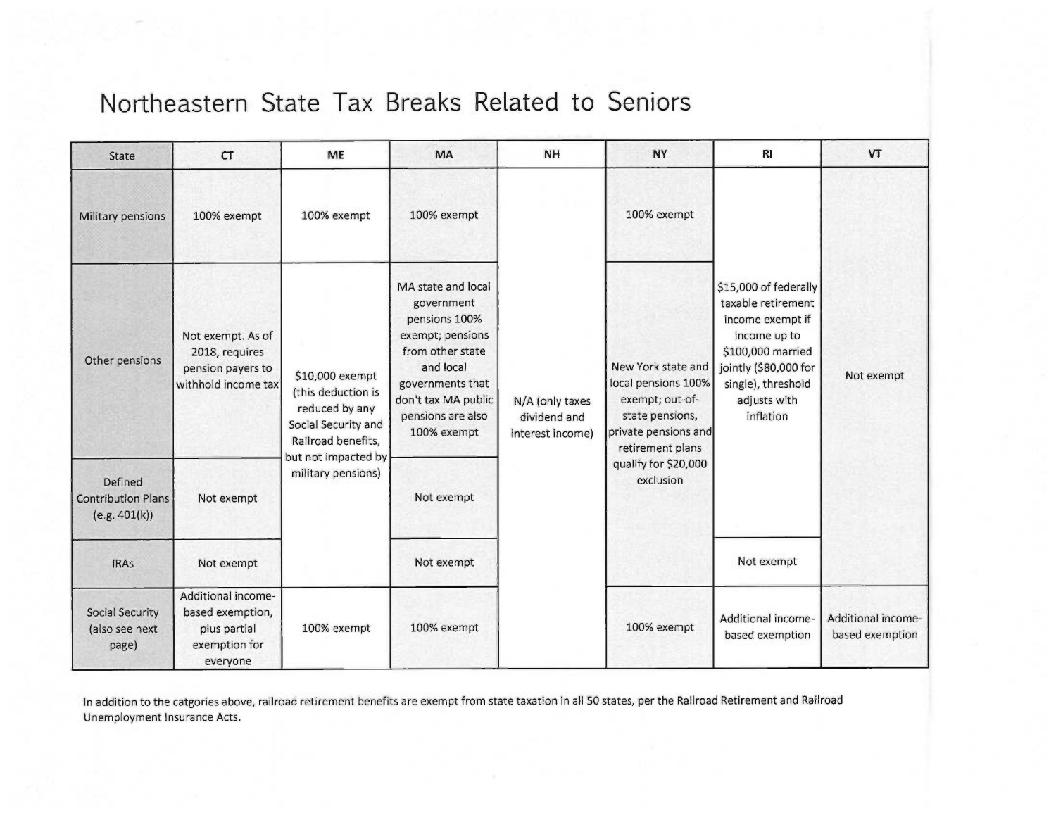# Northeastern State Tax Breaks Related to Seniors

| State | CT | ME | MA | NH | NY | RI | VT |
|---|---|---|---|---|---|---|---|
| Military pensions | 100% exempt | 100% exempt | 100% exempt | N/A (only taxes dividend and interest income) | 100% exempt | $15,000 of federally taxable retirement income exempt if income up to $100,000 married jointly ($80,000 for single), threshold adjusts with inflation | Not exempt |
| Other pensions | Not exempt. As of 2018, requires pension payers to withhold income tax | $10,000 exempt (this deduction is reduced by any Social Security and Railroad benefits, but not impacted by military pensions) | MA state and local government pensions 100% exempt; pensions from other state and local governments that don't tax MA public pensions are also 100% exempt | | New York state and local pensions 100% exempt; out-of-state pensions, private pensions and retirement plans qualify for $20,000 exclusion | | |
| Defined Contribution Plans (e.g. 401(k)) | Not exempt | | Not exempt | | | | |
| IRAs | Not exempt | | Not exempt | | | Not exempt | |
| Social Security (also see next page) | Additional income-based exemption, plus partial exemption for everyone | 100% exempt | 100% exempt | | 100% exempt | Additional income-based exemption | Additional income-based exemption |

In addition to the catgories above, railroad retirement benefits are exempt from state taxation in all 50 states, per the Railroad Retirement and Railroad Unemployment Insurance Acts.